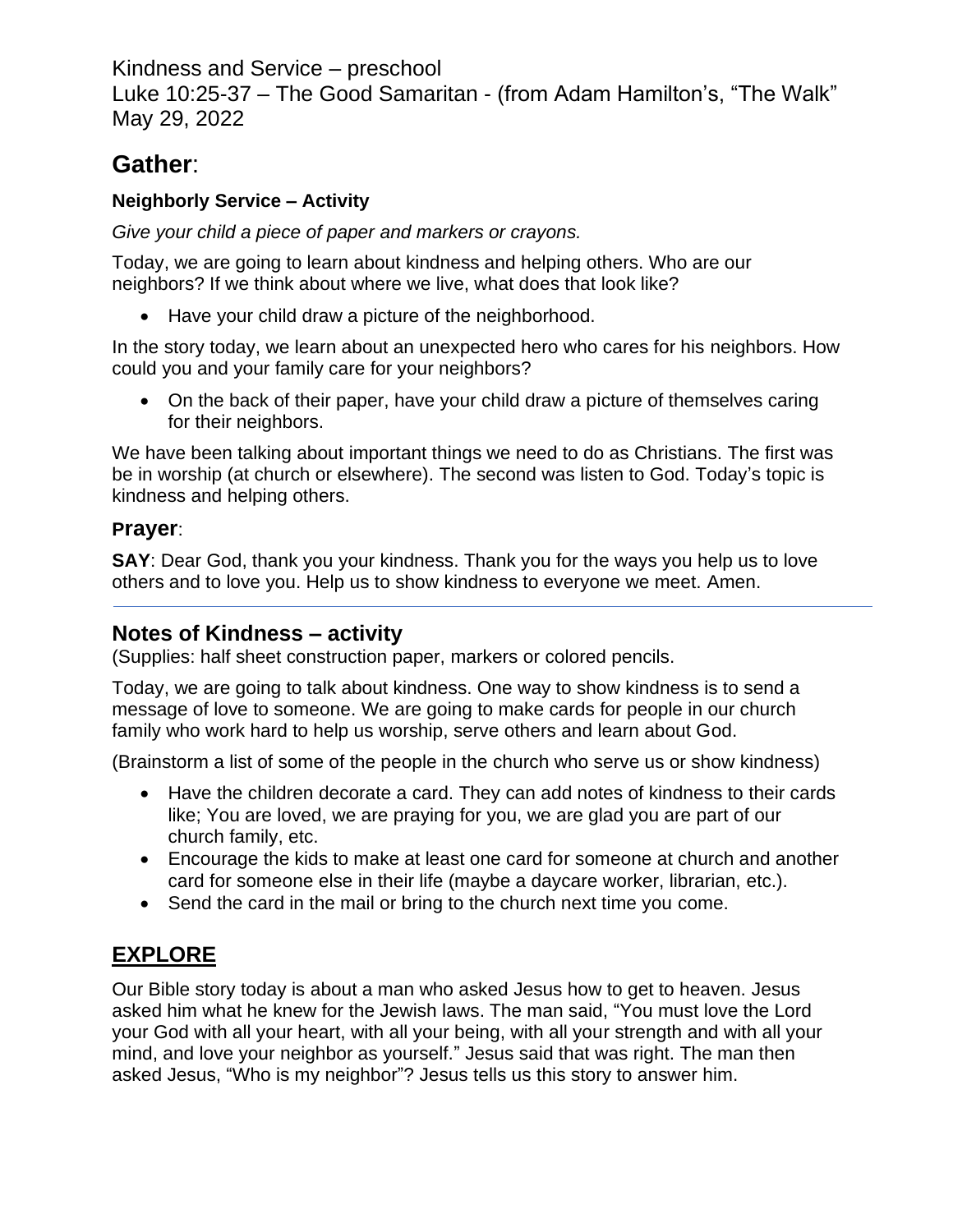Kindness and Service – preschool
Luke 10:25-37 – The Good Samaritan - (from Adam Hamilton's, "The Walk"
May 29, 2022

# Gather:

### Neighborly Service – Activity

*Give your child a piece of paper and markers or crayons.*

Today, we are going to learn about kindness and helping others. Who are our neighbors? If we think about where we live, what does that look like?

- Have your child draw a picture of the neighborhood.

In the story today, we learn about an unexpected hero who cares for his neighbors. How could you and your family care for your neighbors?

- On the back of their paper, have your child draw a picture of themselves caring for their neighbors.

We have been talking about important things we need to do as Christians. The first was be in worship (at church or elsewhere). The second was listen to God. Today's topic is kindness and helping others.

## Prayer:

**SAY**: Dear God, thank you your kindness. Thank you for the ways you help us to love others and to love you. Help us to show kindness to everyone we meet. Amen.

---

## Notes of Kindness – activity

(Supplies: half sheet construction paper, markers or colored pencils.

Today, we are going to talk about kindness. One way to show kindness is to send a message of love to someone. We are going to make cards for people in our church family who work hard to help us worship, serve others and learn about God.

(Brainstorm a list of some of the people in the church who serve us or show kindness)

- Have the children decorate a card. They can add notes of kindness to their cards like; You are loved, we are praying for you, we are glad you are part of our church family, etc.
- Encourage the kids to make at least one card for someone at church and another card for someone else in their life (maybe a daycare worker, librarian, etc.).
- Send the card in the mail or bring to the church next time you come.

# EXPLORE

Our Bible story today is about a man who asked Jesus how to get to heaven. Jesus asked him what he knew for the Jewish laws. The man said, "You must love the Lord your God with all your heart, with all your being, with all your strength and with all your mind, and love your neighbor as yourself." Jesus said that was right. The man then asked Jesus, "Who is my neighbor"? Jesus tells us this story to answer him.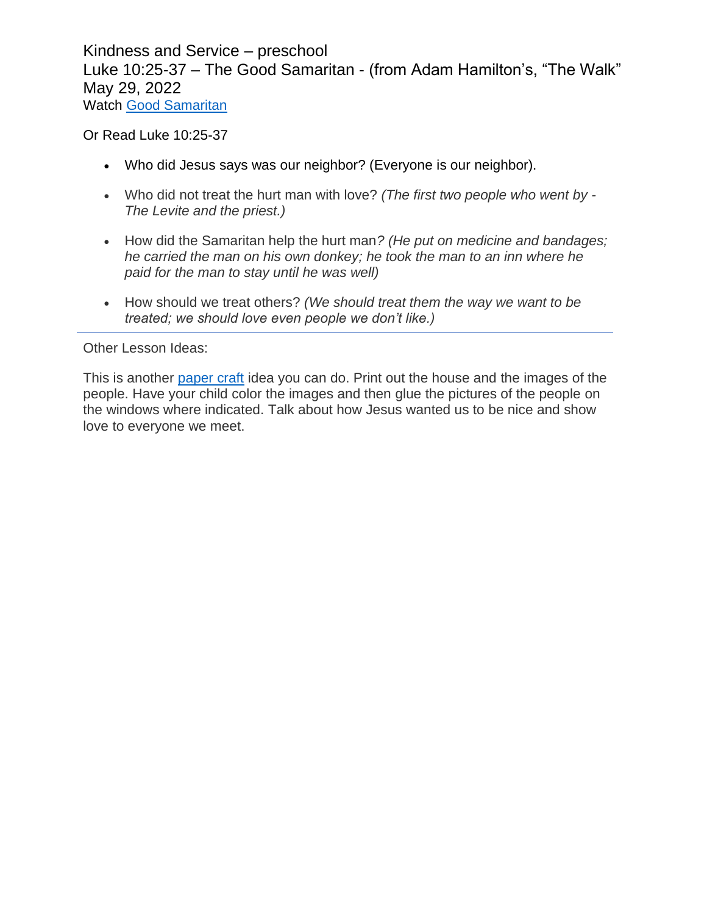Kindness and Service – preschool
Luke 10:25-37 – The Good Samaritan - (from Adam Hamilton's, "The Walk"
May 29, 2022
Watch [Good Samaritan]

Or Read Luke 10:25-37

- Who did Jesus says was our neighbor? (Everyone is our neighbor).
- Who did not treat the hurt man with love? *(The first two people who went by - The Levite and the priest.)*
- How did the Samaritan help the hurt man? *(He put on medicine and bandages; he carried the man on his own donkey; he took the man to an inn where he paid for the man to stay until he was well)*
- How should we treat others? *(We should treat them the way we want to be treated; we should love even people we don't like.)*

---

Other Lesson Ideas:

This is another [paper craft] idea you can do. Print out the house and the images of the people. Have your child color the images and then glue the pictures of the people on the windows where indicated. Talk about how Jesus wanted us to be nice and show love to everyone we meet.